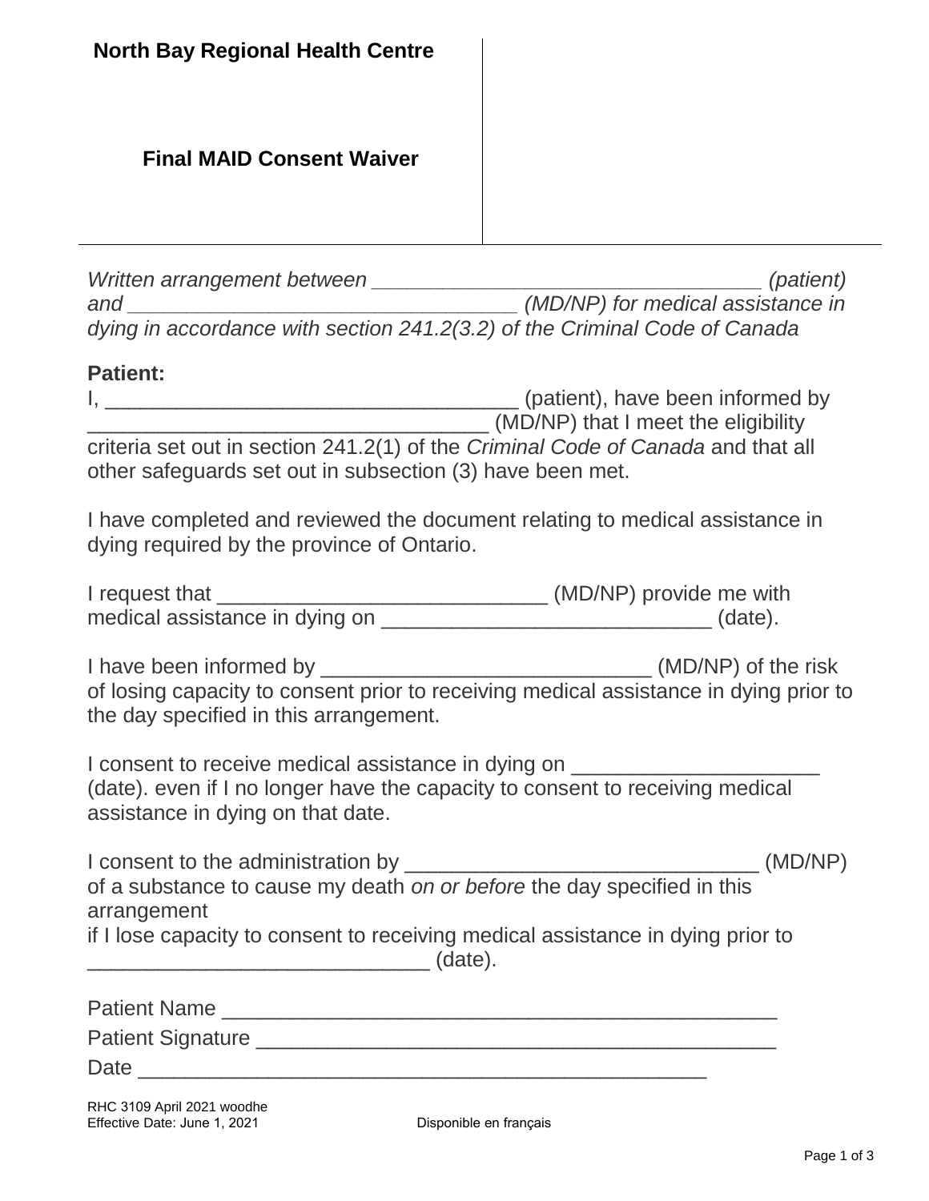**North Bay Regional Health Centre**

# Final MAID Consent Waiver

*Written arrangement between ________________________________ (patient) and ________________________________ (MD/NP) for medical assistance in dying in accordance with section 241.2(3.2) of the Criminal Code of Canada*

**Patient:**

I, ___________________________________ (patient), have been informed by __________________________________ (MD/NP) that I meet the eligibility criteria set out in section 241.2(1) of the *Criminal Code of Canada* and that all other safeguards set out in subsection (3) have been met.

I have completed and reviewed the document relating to medical assistance in dying required by the province of Ontario.

I request that ____________________________ (MD/NP) provide me with medical assistance in dying on ____________________________ (date).

I have been informed by ____________________________ (MD/NP) of the risk of losing capacity to consent prior to receiving medical assistance in dying prior to the day specified in this arrangement.

I consent to receive medical assistance in dying on ____________________ (date). even if I no longer have the capacity to consent to receiving medical assistance in dying on that date.

I consent to the administration by ______________________________ (MD/NP) of a substance to cause my death *on or before* the day specified in this arrangement
if I lose capacity to consent to receiving medical assistance in dying prior to ____________________________ (date).

Patient Name _______________________________________________
Patient Signature ____________________________________________
Date ________________________________________________

RHC 3109 April 2021 woodhe
Effective Date: June 1, 2021

Disponible en français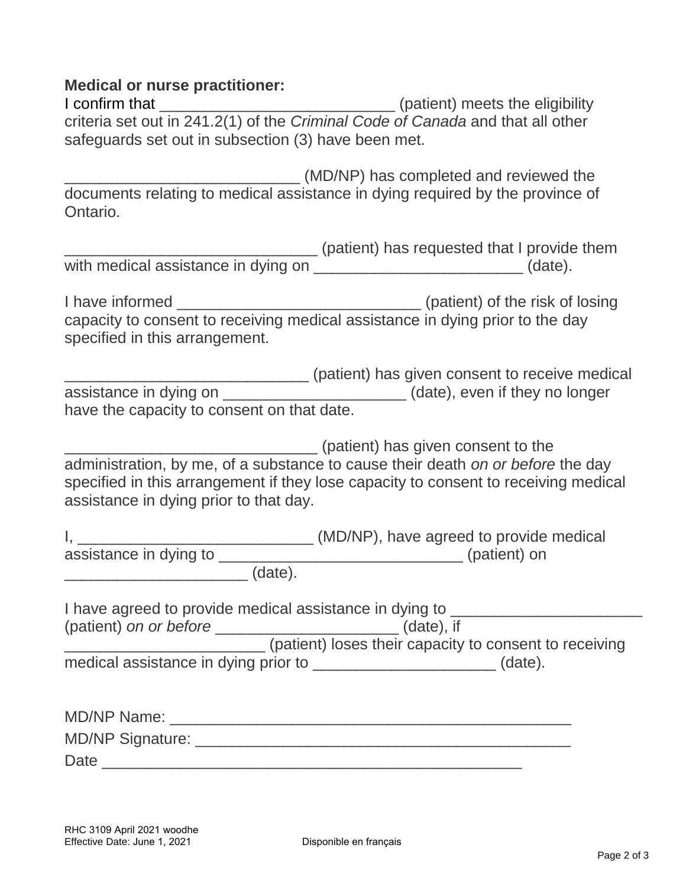**Medical or nurse practitioner:**

I confirm that ___________________________ (patient) meets the eligibility criteria set out in 241.2(1) of the *Criminal Code of Canada* and that all other safeguards set out in subsection (3) have been met.

___________________________ (MD/NP) has completed and reviewed the documents relating to medical assistance in dying required by the province of Ontario.

____________________________ (patient) has requested that I provide them with medical assistance in dying on ________________________ (date).

I have informed ____________________________ (patient) of the risk of losing capacity to consent to receiving medical assistance in dying prior to the day specified in this arrangement.

____________________________ (patient) has given consent to receive medical assistance in dying on _____________________ (date), even if they no longer have the capacity to consent on that date.

____________________________ (patient) has given consent to the administration, by me, of a substance to cause their death *on or before* the day specified in this arrangement if they lose capacity to consent to receiving medical assistance in dying prior to that day.

I, ___________________________ (MD/NP), have agreed to provide medical assistance in dying to ____________________________ (patient) on _____________________ (date).

I have agreed to provide medical assistance in dying to ______________________ (patient) *on or before* _____________________ (date), if _______________________ (patient) loses their capacity to consent to receiving medical assistance in dying prior to _____________________ (date).

MD/NP Name: ______________________________________________

MD/NP Signature: ___________________________________________

Date _________________________________________________

RHC 3109 April 2021 woodhe
Effective Date: June 1, 2021

Disponible en français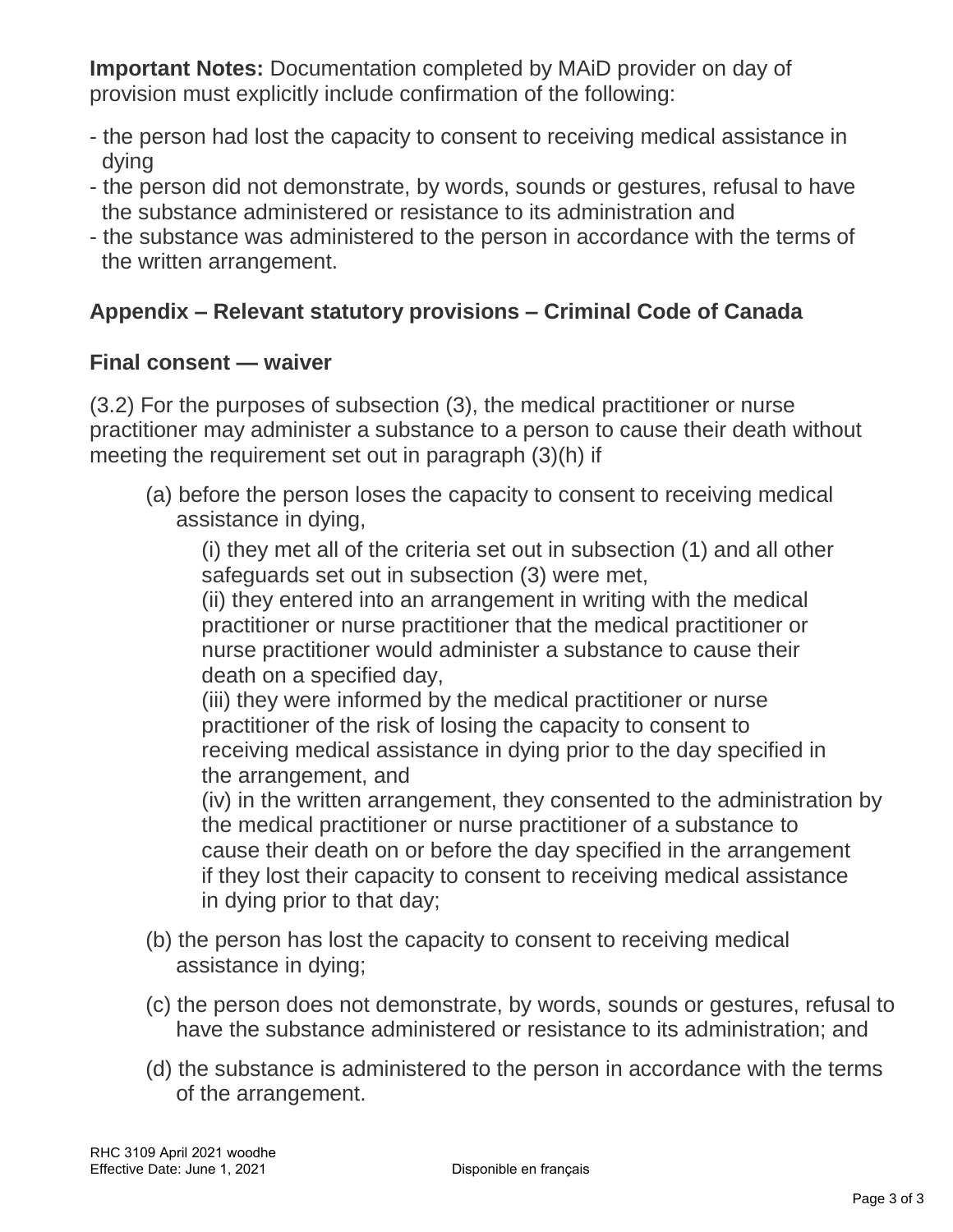**Important Notes:** Documentation completed by MAiD provider on day of provision must explicitly include confirmation of the following:

- the person had lost the capacity to consent to receiving medical assistance in dying
- the person did not demonstrate, by words, sounds or gestures, refusal to have the substance administered or resistance to its administration and
- the substance was administered to the person in accordance with the terms of the written arrangement.

## Appendix – Relevant statutory provisions – Criminal Code of Canada

### Final consent — waiver

(3.2) For the purposes of subsection (3), the medical practitioner or nurse practitioner may administer a substance to a person to cause their death without meeting the requirement set out in paragraph (3)(h) if

(a) before the person loses the capacity to consent to receiving medical assistance in dying,

(i) they met all of the criteria set out in subsection (1) and all other safeguards set out in subsection (3) were met,
(ii) they entered into an arrangement in writing with the medical practitioner or nurse practitioner that the medical practitioner or nurse practitioner would administer a substance to cause their death on a specified day,
(iii) they were informed by the medical practitioner or nurse practitioner of the risk of losing the capacity to consent to receiving medical assistance in dying prior to the day specified in the arrangement, and
(iv) in the written arrangement, they consented to the administration by the medical practitioner or nurse practitioner of a substance to cause their death on or before the day specified in the arrangement if they lost their capacity to consent to receiving medical assistance in dying prior to that day;

(b) the person has lost the capacity to consent to receiving medical assistance in dying;

(c) the person does not demonstrate, by words, sounds or gestures, refusal to have the substance administered or resistance to its administration; and

(d) the substance is administered to the person in accordance with the terms of the arrangement.

RHC 3109 April 2021 woodhe
Effective Date: June 1, 2021 Disponible en français